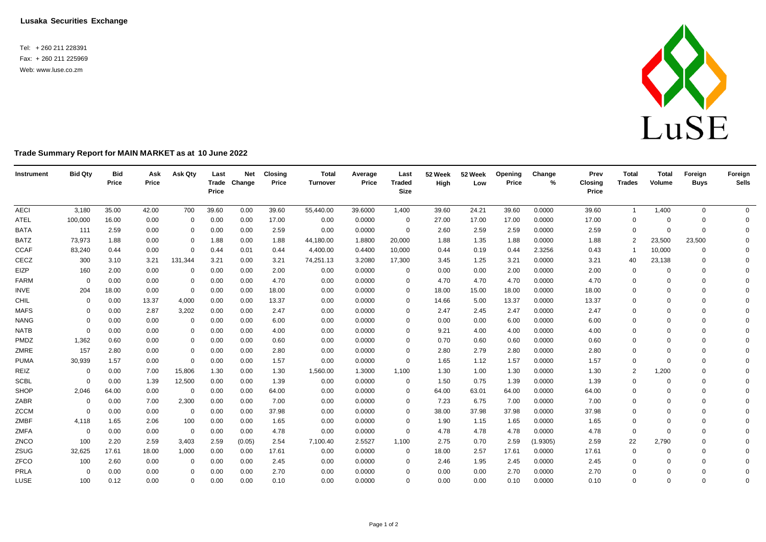**Lusaka Securities Exchange**

Tel: + 260 211 228391
Fax: + 260 211 225969
Web: www.luse.co.zm

LuSE

## Trade Summary Report for MAIN MARKET as at 10 June 2022

| Instrument | Bid Qty | Bid Price | Ask Price | Ask Qty | Last Trade Price | Net Change | Closing Price | Total Turnover | Average Price | Last Traded Size | 52 Week High | 52 Week Low | Opening Price | Change % | Prev Closing Price | Total Trades | Total Volume | Foreign Buys | Foreign Sells |
|---|---|---|---|---|---|---|---|---|---|---|---|---|---|---|---|---|---|---|---|
| AECI | 3,180 | 35.00 | 42.00 | 700 | 39.60 | 0.00 | 39.60 | 55,440.00 | 39.6000 | 1,400 | 39.60 | 24.21 | 39.60 | 0.0000 | 39.60 | 1 | 1,400 | 0 | 0 |
| ATEL | 100,000 | 16.00 | 0.00 | 0 | 0.00 | 0.00 | 17.00 | 0.00 | 0.0000 | 0 | 27.00 | 17.00 | 17.00 | 0.0000 | 17.00 | 0 | 0 | 0 | 0 |
| BATA | 111 | 2.59 | 0.00 | 0 | 0.00 | 0.00 | 2.59 | 0.00 | 0.0000 | 0 | 2.60 | 2.59 | 2.59 | 0.0000 | 2.59 | 0 | 0 | 0 | 0 |
| BATZ | 73,973 | 1.88 | 0.00 | 0 | 1.88 | 0.00 | 1.88 | 44,180.00 | 1.8800 | 20,000 | 1.88 | 1.35 | 1.88 | 0.0000 | 1.88 | 2 | 23,500 | 23,500 | 0 |
| CCAF | 83,240 | 0.44 | 0.00 | 0 | 0.44 | 0.01 | 0.44 | 4,400.00 | 0.4400 | 10,000 | 0.44 | 0.19 | 0.44 | 2.3256 | 0.43 | 1 | 10,000 | 0 | 0 |
| CECZ | 300 | 3.10 | 3.21 | 131,344 | 3.21 | 0.00 | 3.21 | 74,251.13 | 3.2080 | 17,300 | 3.45 | 1.25 | 3.21 | 0.0000 | 3.21 | 40 | 23,138 | 0 | 0 |
| EIZP | 160 | 2.00 | 0.00 | 0 | 0.00 | 0.00 | 2.00 | 0.00 | 0.0000 | 0 | 0.00 | 0.00 | 2.00 | 0.0000 | 2.00 | 0 | 0 | 0 | 0 |
| FARM | 0 | 0.00 | 0.00 | 0 | 0.00 | 0.00 | 4.70 | 0.00 | 0.0000 | 0 | 4.70 | 4.70 | 4.70 | 0.0000 | 4.70 | 0 | 0 | 0 | 0 |
| INVE | 204 | 18.00 | 0.00 | 0 | 0.00 | 0.00 | 18.00 | 0.00 | 0.0000 | 0 | 18.00 | 15.00 | 18.00 | 0.0000 | 18.00 | 0 | 0 | 0 | 0 |
| CHIL | 0 | 0.00 | 13.37 | 4,000 | 0.00 | 0.00 | 13.37 | 0.00 | 0.0000 | 0 | 14.66 | 5.00 | 13.37 | 0.0000 | 13.37 | 0 | 0 | 0 | 0 |
| MAFS | 0 | 0.00 | 2.87 | 3,202 | 0.00 | 0.00 | 2.47 | 0.00 | 0.0000 | 0 | 2.47 | 2.45 | 2.47 | 0.0000 | 2.47 | 0 | 0 | 0 | 0 |
| NANG | 0 | 0.00 | 0.00 | 0 | 0.00 | 0.00 | 6.00 | 0.00 | 0.0000 | 0 | 0.00 | 0.00 | 6.00 | 0.0000 | 6.00 | 0 | 0 | 0 | 0 |
| NATB | 0 | 0.00 | 0.00 | 0 | 0.00 | 0.00 | 4.00 | 0.00 | 0.0000 | 0 | 9.21 | 4.00 | 4.00 | 0.0000 | 4.00 | 0 | 0 | 0 | 0 |
| PMDZ | 1,362 | 0.60 | 0.00 | 0 | 0.00 | 0.00 | 0.60 | 0.00 | 0.0000 | 0 | 0.70 | 0.60 | 0.60 | 0.0000 | 0.60 | 0 | 0 | 0 | 0 |
| ZMRE | 157 | 2.80 | 0.00 | 0 | 0.00 | 0.00 | 2.80 | 0.00 | 0.0000 | 0 | 2.80 | 2.79 | 2.80 | 0.0000 | 2.80 | 0 | 0 | 0 | 0 |
| PUMA | 30,939 | 1.57 | 0.00 | 0 | 0.00 | 0.00 | 1.57 | 0.00 | 0.0000 | 0 | 1.65 | 1.12 | 1.57 | 0.0000 | 1.57 | 0 | 0 | 0 | 0 |
| REIZ | 0 | 0.00 | 7.00 | 15,806 | 1.30 | 0.00 | 1.30 | 1,560.00 | 1.3000 | 1,100 | 1.30 | 1.00 | 1.30 | 0.0000 | 1.30 | 2 | 1,200 | 0 | 0 |
| SCBL | 0 | 0.00 | 1.39 | 12,500 | 0.00 | 0.00 | 1.39 | 0.00 | 0.0000 | 0 | 1.50 | 0.75 | 1.39 | 0.0000 | 1.39 | 0 | 0 | 0 | 0 |
| SHOP | 2,046 | 64.00 | 0.00 | 0 | 0.00 | 0.00 | 64.00 | 0.00 | 0.0000 | 0 | 64.00 | 63.01 | 64.00 | 0.0000 | 64.00 | 0 | 0 | 0 | 0 |
| ZABR | 0 | 0.00 | 7.00 | 2,300 | 0.00 | 0.00 | 7.00 | 0.00 | 0.0000 | 0 | 7.23 | 6.75 | 7.00 | 0.0000 | 7.00 | 0 | 0 | 0 | 0 |
| ZCCM | 0 | 0.00 | 0.00 | 0 | 0.00 | 0.00 | 37.98 | 0.00 | 0.0000 | 0 | 38.00 | 37.98 | 37.98 | 0.0000 | 37.98 | 0 | 0 | 0 | 0 |
| ZMBF | 4,118 | 1.65 | 2.06 | 100 | 0.00 | 0.00 | 1.65 | 0.00 | 0.0000 | 0 | 1.90 | 1.15 | 1.65 | 0.0000 | 1.65 | 0 | 0 | 0 | 0 |
| ZMFA | 0 | 0.00 | 0.00 | 0 | 0.00 | 0.00 | 4.78 | 0.00 | 0.0000 | 0 | 4.78 | 4.78 | 4.78 | 0.0000 | 4.78 | 0 | 0 | 0 | 0 |
| ZNCO | 100 | 2.20 | 2.59 | 3,403 | 2.59 | (0.05) | 2.54 | 7,100.40 | 2.5527 | 1,100 | 2.75 | 0.70 | 2.59 | (1.9305) | 2.59 | 22 | 2,790 | 0 | 0 |
| ZSUG | 32,625 | 17.61 | 18.00 | 1,000 | 0.00 | 0.00 | 17.61 | 0.00 | 0.0000 | 0 | 18.00 | 2.57 | 17.61 | 0.0000 | 17.61 | 0 | 0 | 0 | 0 |
| ZFCO | 100 | 2.60 | 0.00 | 0 | 0.00 | 0.00 | 2.45 | 0.00 | 0.0000 | 0 | 2.46 | 1.95 | 2.45 | 0.0000 | 2.45 | 0 | 0 | 0 | 0 |
| PRLA | 0 | 0.00 | 0.00 | 0 | 0.00 | 0.00 | 2.70 | 0.00 | 0.0000 | 0 | 0.00 | 0.00 | 2.70 | 0.0000 | 2.70 | 0 | 0 | 0 | 0 |
| LUSE | 100 | 0.12 | 0.00 | 0 | 0.00 | 0.00 | 0.10 | 0.00 | 0.0000 | 0 | 0.00 | 0.00 | 0.10 | 0.0000 | 0.10 | 0 | 0 | 0 | 0 |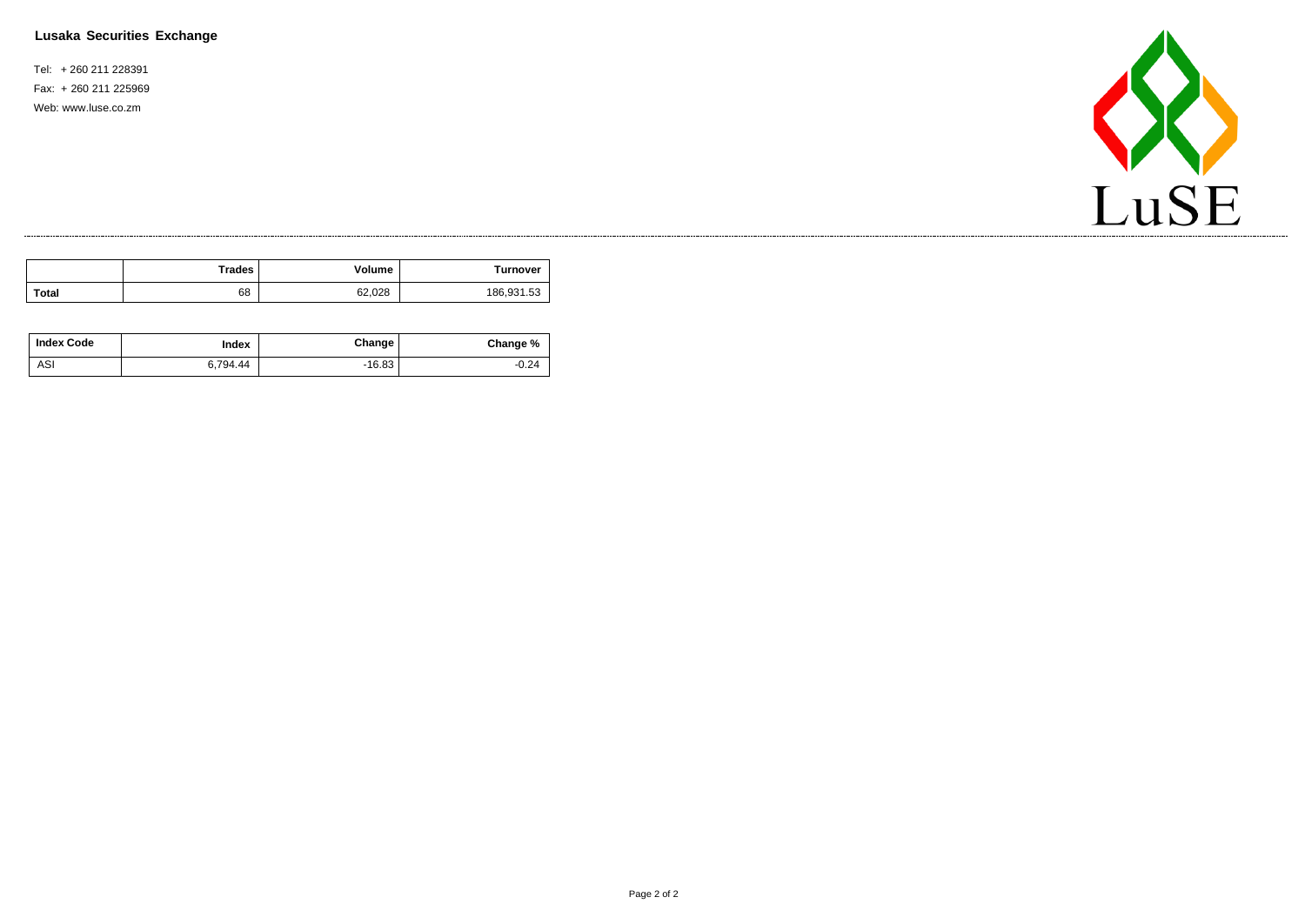**Lusaka Securities Exchange**

Tel: + 260 211 228391

Fax: + 260 211 225969

Web: www.luse.co.zm

LuSE

| | Trades | Volume | Turnover |
|---|---|---|---|
| Total | 68 | 62,028 | 186,931.53 |

| Index Code | Index | Change | Change % |
|---|---|---|---|
| ASI | 6,794.44 | -16.83 | -0.24 |